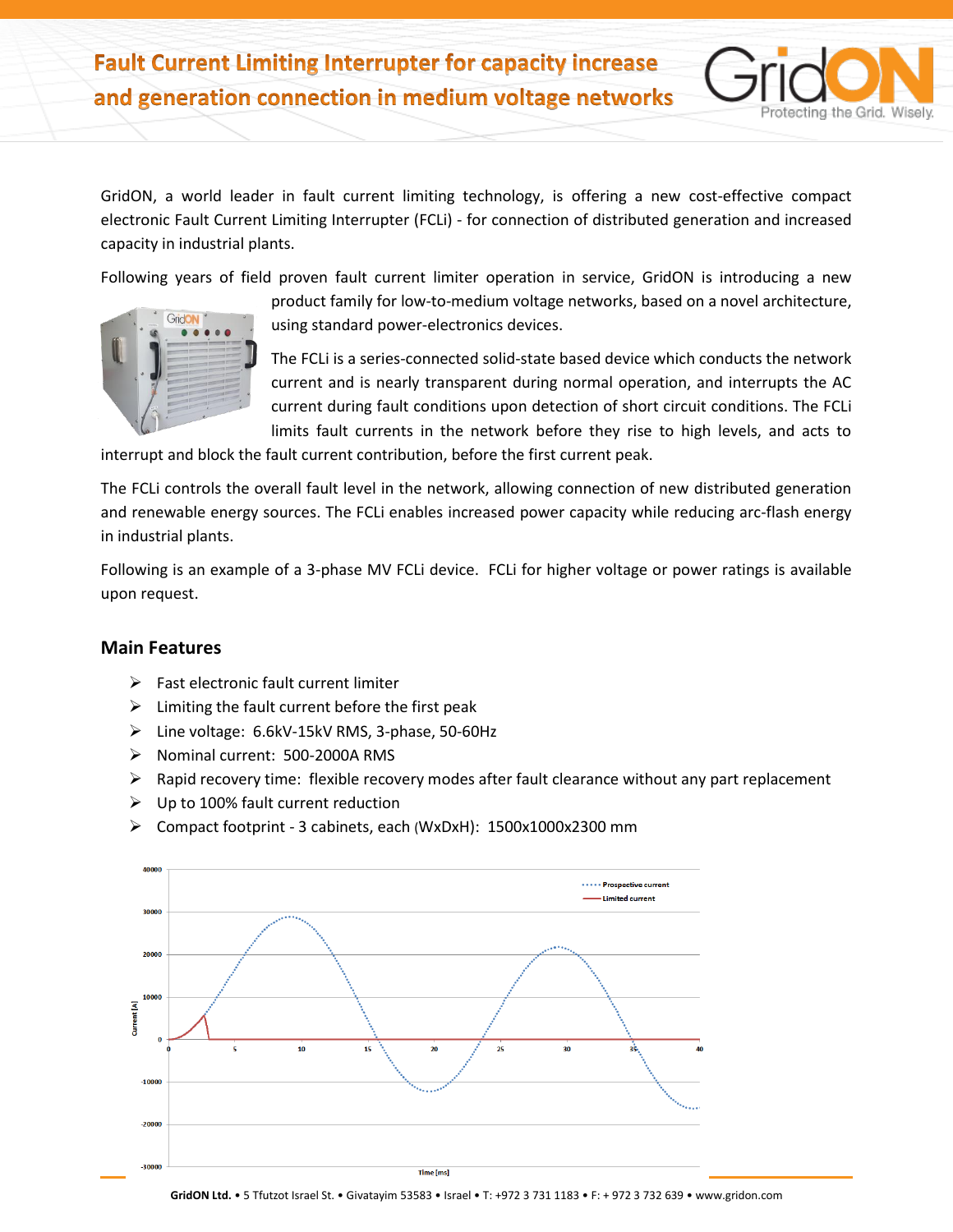# Fault Current Limiting Interrupter for capacity increase and generation connection in medium voltage networks

GridON
Protecting the Grid. Wisely.

GridON, a world leader in fault current limiting technology, is offering a new cost-effective compact electronic Fault Current Limiting Interrupter (FCLi) - for connection of distributed generation and increased capacity in industrial plants.

Following years of field proven fault current limiter operation in service, GridON is introducing a new product family for low-to-medium voltage networks, based on a novel architecture, using standard power-electronics devices.

The FCLi is a series-connected solid-state based device which conducts the network current and is nearly transparent during normal operation, and interrupts the AC current during fault conditions upon detection of short circuit conditions. The FCLi limits fault currents in the network before they rise to high levels, and acts to interrupt and block the fault current contribution, before the first current peak.

The FCLi controls the overall fault level in the network, allowing connection of new distributed generation and renewable energy sources. The FCLi enables increased power capacity while reducing arc-flash energy in industrial plants.

Following is an example of a 3-phase MV FCLi device. FCLi for higher voltage or power ratings is available upon request.

## Main Features

- Fast electronic fault current limiter
- Limiting the fault current before the first peak
- Line voltage: 6.6kV-15kV RMS, 3-phase, 50-60Hz
- Nominal current: 500-2000A RMS
- Rapid recovery time: flexible recovery modes after fault clearance without any part replacement
- Up to 100% fault current reduction
- Compact footprint - 3 cabinets, each (WxDxH): 1500x1000x2300 mm

Prospective current
Limited current
Current [A]
40000
30000
20000
10000
0
-10000
-20000
-30000
Time [ms]
0
5
10
15
20
25
30
35
40

GridON Ltd. • 5 Tfutzot Israel St. • Givatayim 53583 • Israel • T: +972 3 731 1183 • F: + 972 3 732 639 • www.gridon.com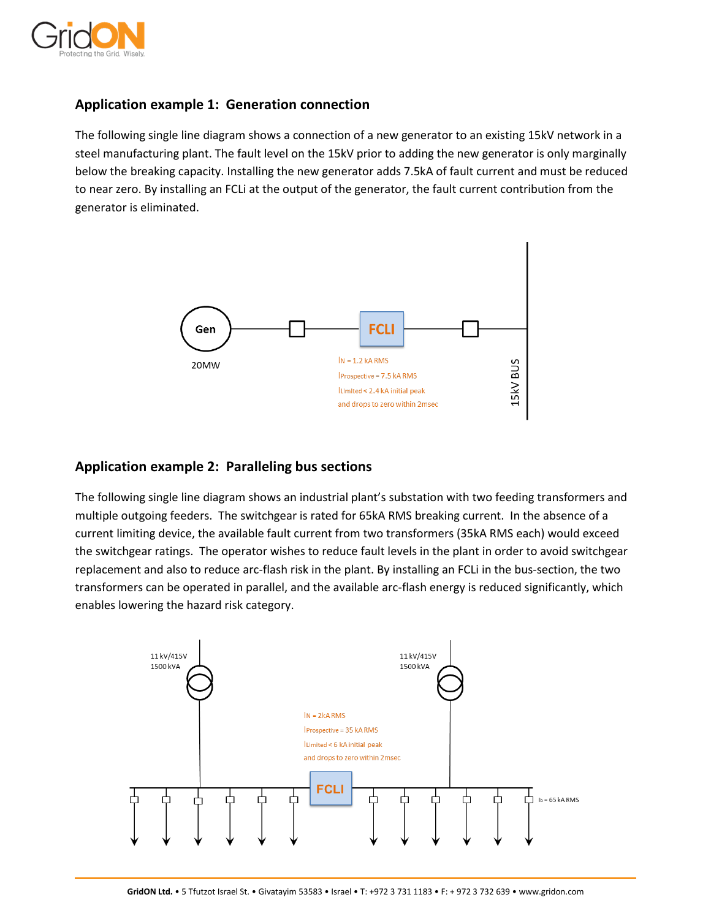## Application example 1: Generation connection

The following single line diagram shows a connection of a new generator to an existing 15kV network in a steel manufacturing plant. The fault level on the 15kV prior to adding the new generator is only marginally below the breaking capacity. Installing the new generator adds 7.5kA of fault current and must be reduced to near zero. By installing an FCLi at the output of the generator, the fault current contribution from the generator is eliminated.

Gen

20MW

FCLI

$I_N$ = 1.2 kA RMS

$I_{Prospective}$ = 7.5 kA RMS

$I_{Limited}$ < 2.4 kA initial peak

and drops to zero within 2msec

15kV BUS

## Application example 2: Paralleling bus sections

The following single line diagram shows an industrial plant's substation with two feeding transformers and multiple outgoing feeders. The switchgear is rated for 65kA RMS breaking current. In the absence of a current limiting device, the available fault current from two transformers (35kA RMS each) would exceed the switchgear ratings. The operator wishes to reduce fault levels in the plant in order to avoid switchgear replacement and also to reduce arc-flash risk in the plant. By installing an FCLi in the bus-section, the two transformers can be operated in parallel, and the available arc-flash energy is reduced significantly, which enables lowering the hazard risk category.

11 kV/415V
1500 kVA

11 kV/415V
1500 kVA

$I_N$ = 2kA RMS

$I_{Prospective}$ = 35 kA RMS

$I_{Limited}$ < 6 kA initial peak

and drops to zero within 2msec

FCLI

$I_b$ = 65 kA RMS